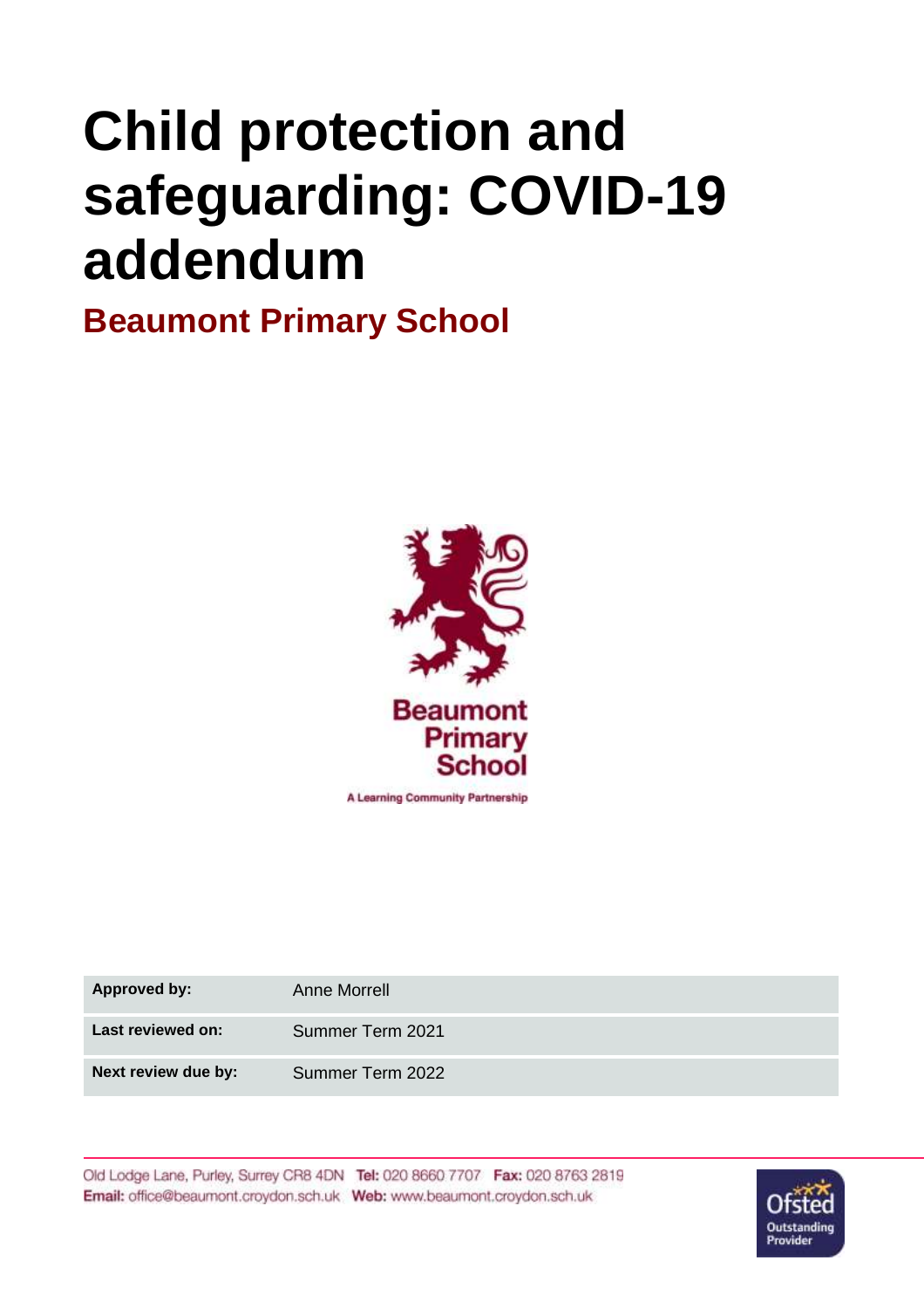# Child protection and safeguarding: COVID-19 addendum

## Beaumont Primary School

Beaumont Primary School

A Learning Community Partnership

| Approved by: | Anne Morrell |
|---|---|
| Last reviewed on: | Summer Term 2021 |
| Next review due by: | Summer Term 2022 |

Old Lodge Lane, Purley, Surrey CR8 4DN **Tel:** 020 8660 7707 **Fax:** 020 8763 2819
**Email:** office@beaumont.croydon.sch.uk **Web:** www.beaumont.croydon.sch.uk

Ofsted Outstanding Provider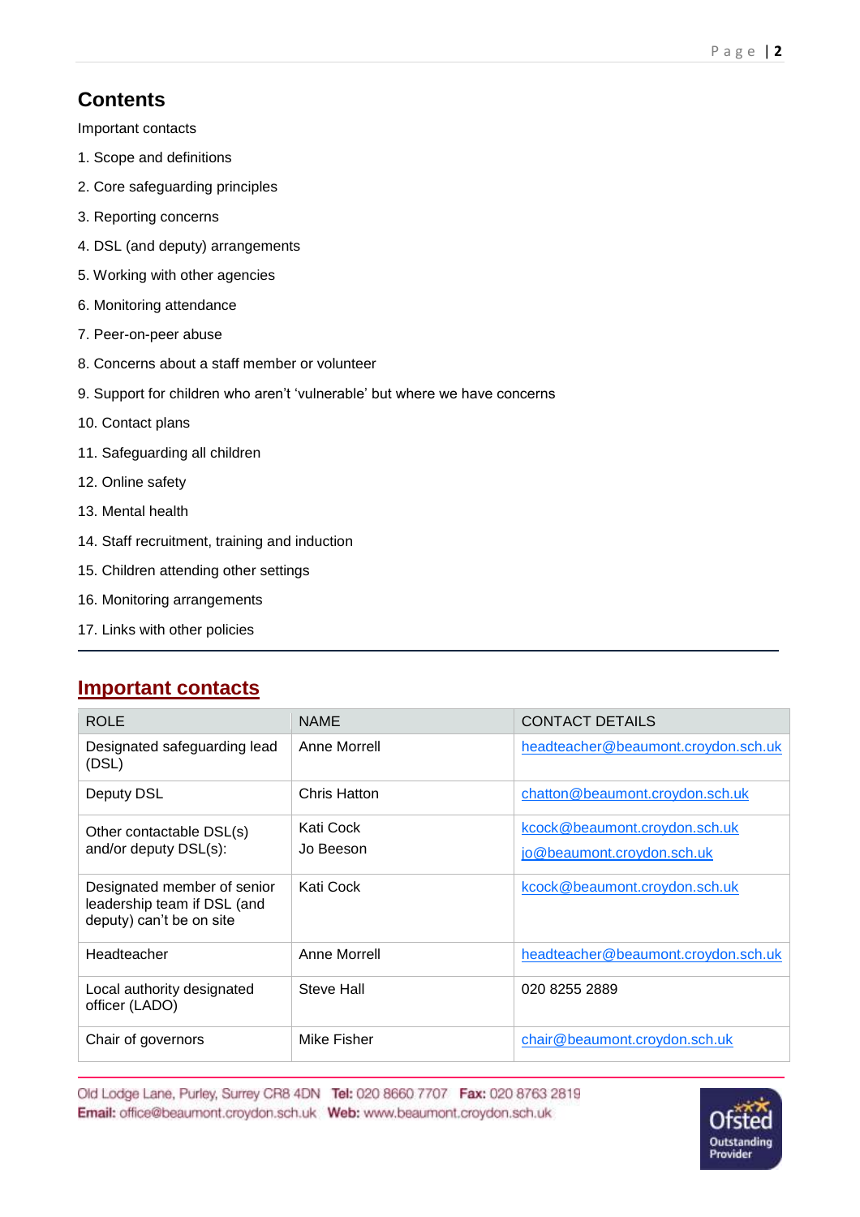## Contents

Important contacts

1. Scope and definitions
2. Core safeguarding principles
3. Reporting concerns
4. DSL (and deputy) arrangements
5. Working with other agencies
6. Monitoring attendance
7. Peer-on-peer abuse
8. Concerns about a staff member or volunteer
9. Support for children who aren't 'vulnerable' but where we have concerns
10. Contact plans
11. Safeguarding all children
12. Online safety
13. Mental health
14. Staff recruitment, training and induction
15. Children attending other settings
16. Monitoring arrangements
17. Links with other policies

---

## Important contacts

| ROLE | NAME | CONTACT DETAILS |
| --- | --- | --- |
| Designated safeguarding lead (DSL) | Anne Morrell | headteacher@beaumont.croydon.sch.uk |
| Deputy DSL | Chris Hatton | chatton@beaumont.croydon.sch.uk |
| Other contactable DSL(s) and/or deputy DSL(s): | Kati Cock<br>Jo Beeson | kcock@beaumont.croydon.sch.uk<br>jo@beaumont.croydon.sch.uk |
| Designated member of senior leadership team if DSL (and deputy) can't be on site | Kati Cock | kcock@beaumont.croydon.sch.uk |
| Headteacher | Anne Morrell | headteacher@beaumont.croydon.sch.uk |
| Local authority designated officer (LADO) | Steve Hall | 020 8255 2889 |
| Chair of governors | Mike Fisher | chair@beaumont.croydon.sch.uk |

Old Lodge Lane, Purley, Surrey CR8 4DN **Tel:** 020 8660 7707 **Fax:** 020 8763 2819
**Email:** office@beaumont.croydon.sch.uk **Web:** www.beaumont.croydon.sch.uk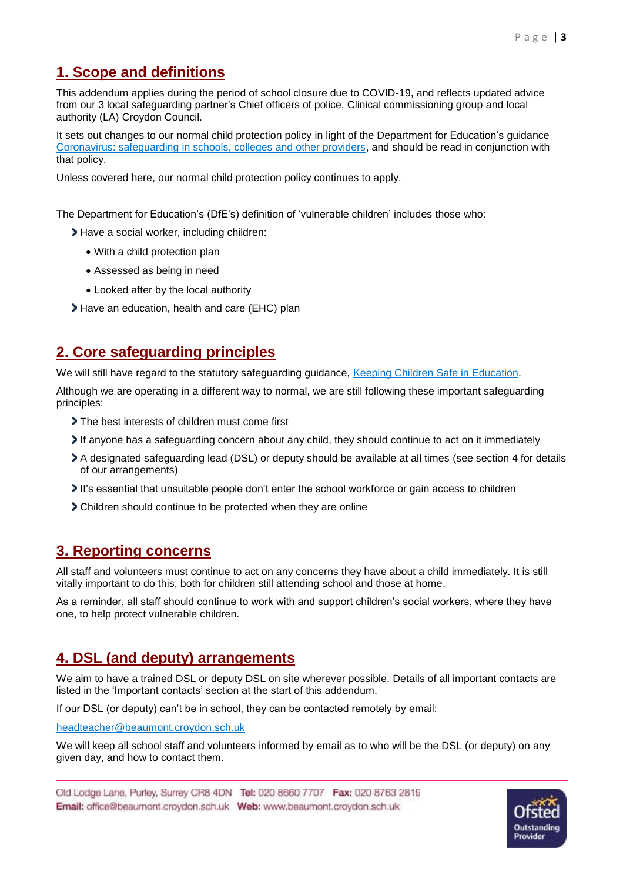## 1. Scope and definitions

This addendum applies during the period of school closure due to COVID-19, and reflects updated advice from our 3 local safeguarding partner's Chief officers of police, Clinical commissioning group and local authority (LA) Croydon Council.

It sets out changes to our normal child protection policy in light of the Department for Education's guidance [Coronavirus: safeguarding in schools, colleges and other providers](), and should be read in conjunction with that policy.

Unless covered here, our normal child protection policy continues to apply.

The Department for Education's (DfE's) definition of 'vulnerable children' includes those who:

- Have a social worker, including children:
  - With a child protection plan
  - Assessed as being in need
  - Looked after by the local authority
- Have an education, health and care (EHC) plan

## 2. Core safeguarding principles

We will still have regard to the statutory safeguarding guidance, [Keeping Children Safe in Education]().

Although we are operating in a different way to normal, we are still following these important safeguarding principles:

- The best interests of children must come first
- If anyone has a safeguarding concern about any child, they should continue to act on it immediately
- A designated safeguarding lead (DSL) or deputy should be available at all times (see section 4 for details of our arrangements)
- It's essential that unsuitable people don't enter the school workforce or gain access to children
- Children should continue to be protected when they are online

## 3. Reporting concerns

All staff and volunteers must continue to act on any concerns they have about a child immediately. It is still vitally important to do this, both for children still attending school and those at home.

As a reminder, all staff should continue to work with and support children's social workers, where they have one, to help protect vulnerable children.

## 4. DSL (and deputy) arrangements

We aim to have a trained DSL or deputy DSL on site wherever possible. Details of all important contacts are listed in the 'Important contacts' section at the start of this addendum.

If our DSL (or deputy) can't be in school, they can be contacted remotely by email:

headteacher@beaumont.croydon.sch.uk

We will keep all school staff and volunteers informed by email as to who will be the DSL (or deputy) on any given day, and how to contact them.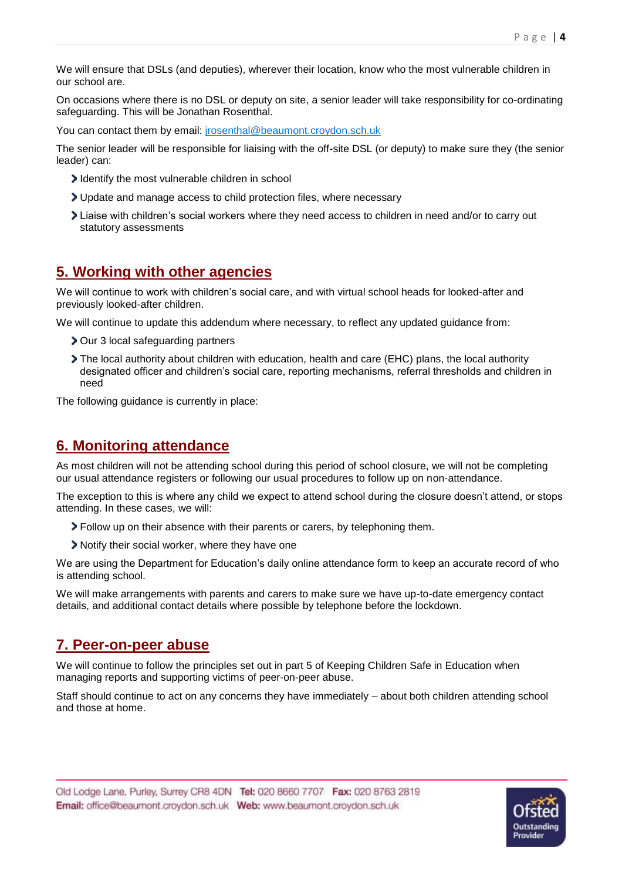We will ensure that DSLs (and deputies), wherever their location, know who the most vulnerable children in our school are.

On occasions where there is no DSL or deputy on site, a senior leader will take responsibility for co-ordinating safeguarding. This will be Jonathan Rosenthal.

You can contact them by email: jrosenthal@beaumont.croydon.sch.uk

The senior leader will be responsible for liaising with the off-site DSL (or deputy) to make sure they (the senior leader) can:

- Identify the most vulnerable children in school
- Update and manage access to child protection files, where necessary
- Liaise with children's social workers where they need access to children in need and/or to carry out statutory assessments

## 5. Working with other agencies

We will continue to work with children's social care, and with virtual school heads for looked-after and previously looked-after children.

We will continue to update this addendum where necessary, to reflect any updated guidance from:

- Our 3 local safeguarding partners
- The local authority about children with education, health and care (EHC) plans, the local authority designated officer and children's social care, reporting mechanisms, referral thresholds and children in need

The following guidance is currently in place:

## 6. Monitoring attendance

As most children will not be attending school during this period of school closure, we will not be completing our usual attendance registers or following our usual procedures to follow up on non-attendance.

The exception to this is where any child we expect to attend school during the closure doesn't attend, or stops attending. In these cases, we will:

- Follow up on their absence with their parents or carers, by telephoning them.
- Notify their social worker, where they have one

We are using the Department for Education's daily online attendance form to keep an accurate record of who is attending school.

We will make arrangements with parents and carers to make sure we have up-to-date emergency contact details, and additional contact details where possible by telephone before the lockdown.

## 7. Peer-on-peer abuse

We will continue to follow the principles set out in part 5 of Keeping Children Safe in Education when managing reports and supporting victims of peer-on-peer abuse.

Staff should continue to act on any concerns they have immediately – about both children attending school and those at home.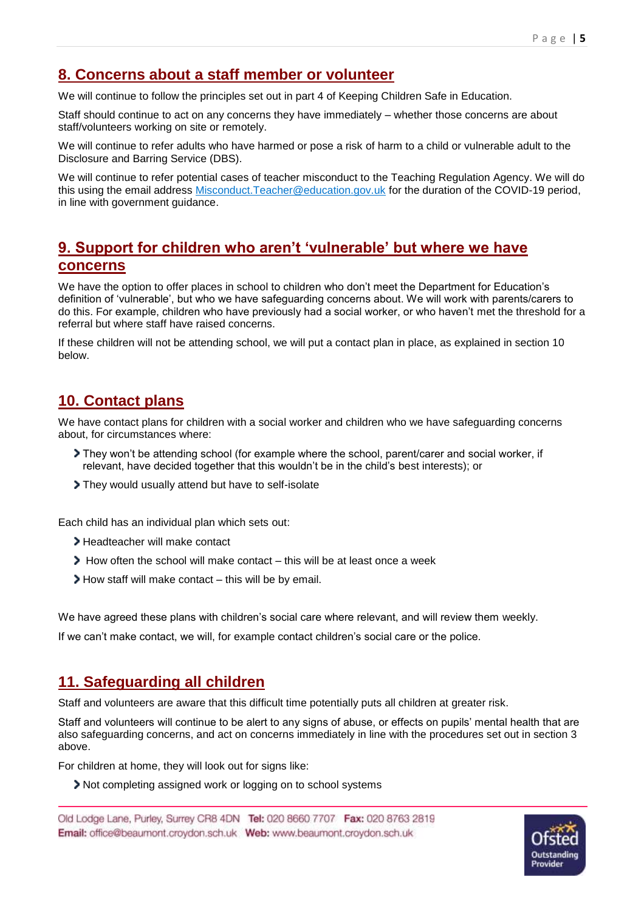## 8. Concerns about a staff member or volunteer

We will continue to follow the principles set out in part 4 of Keeping Children Safe in Education.

Staff should continue to act on any concerns they have immediately – whether those concerns are about staff/volunteers working on site or remotely.

We will continue to refer adults who have harmed or pose a risk of harm to a child or vulnerable adult to the Disclosure and Barring Service (DBS).

We will continue to refer potential cases of teacher misconduct to the Teaching Regulation Agency. We will do this using the email address Misconduct.Teacher@education.gov.uk for the duration of the COVID-19 period, in line with government guidance.

## 9. Support for children who aren't 'vulnerable' but where we have concerns

We have the option to offer places in school to children who don't meet the Department for Education's definition of 'vulnerable', but who we have safeguarding concerns about. We will work with parents/carers to do this. For example, children who have previously had a social worker, or who haven't met the threshold for a referral but where staff have raised concerns.

If these children will not be attending school, we will put a contact plan in place, as explained in section 10 below.

## 10. Contact plans

We have contact plans for children with a social worker and children who we have safeguarding concerns about, for circumstances where:

- They won't be attending school (for example where the school, parent/carer and social worker, if relevant, have decided together that this wouldn't be in the child's best interests); or
- They would usually attend but have to self-isolate

Each child has an individual plan which sets out:

- Headteacher will make contact
- How often the school will make contact – this will be at least once a week
- How staff will make contact – this will be by email.

We have agreed these plans with children's social care where relevant, and will review them weekly.

If we can't make contact, we will, for example contact children's social care or the police.

## 11. Safeguarding all children

Staff and volunteers are aware that this difficult time potentially puts all children at greater risk.

Staff and volunteers will continue to be alert to any signs of abuse, or effects on pupils' mental health that are also safeguarding concerns, and act on concerns immediately in line with the procedures set out in section 3 above.

For children at home, they will look out for signs like:

- Not completing assigned work or logging on to school systems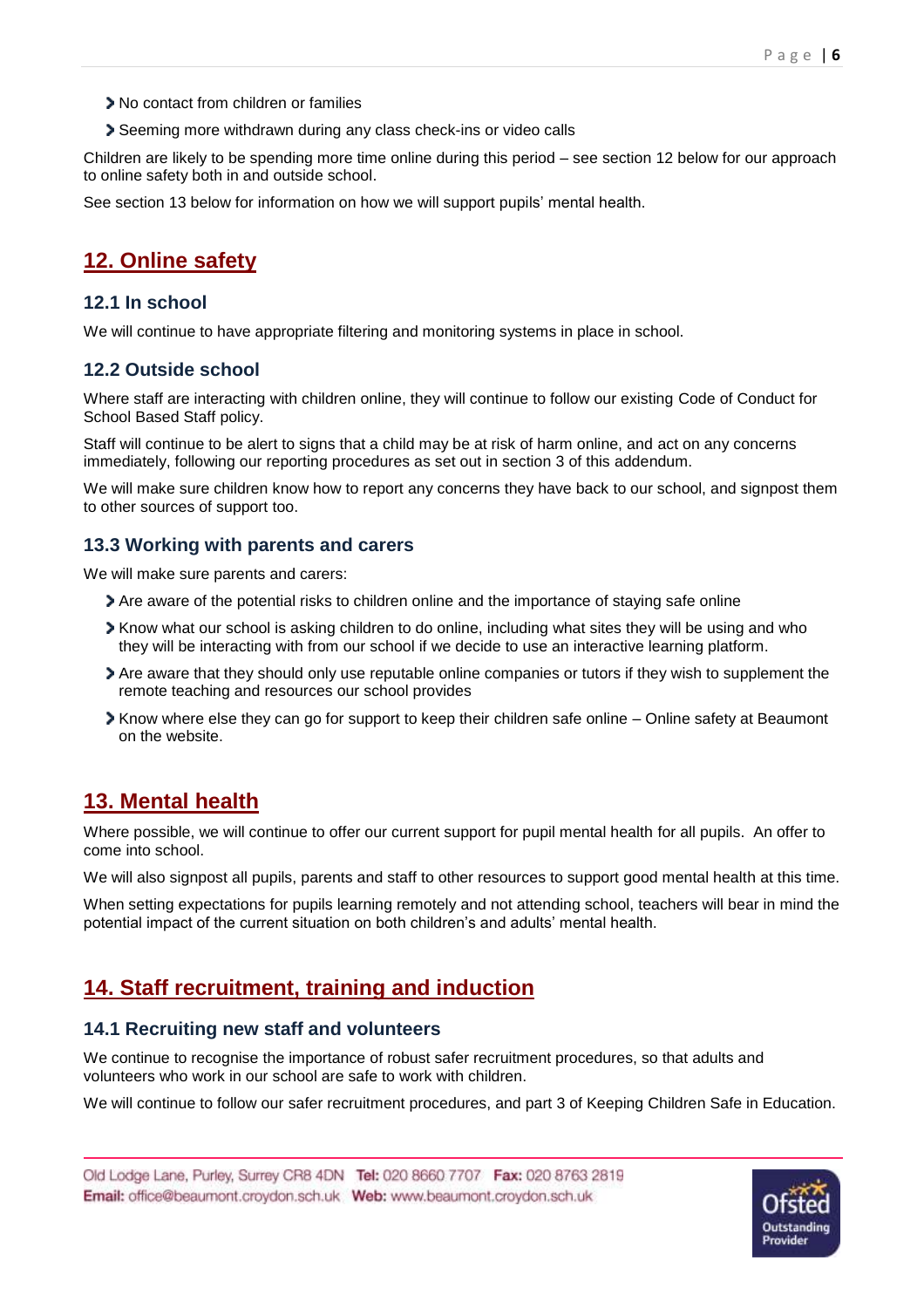- No contact from children or families
- Seeming more withdrawn during any class check-ins or video calls

Children are likely to be spending more time online during this period – see section 12 below for our approach to online safety both in and outside school.

See section 13 below for information on how we will support pupils' mental health.

## 12. Online safety

### 12.1 In school

We will continue to have appropriate filtering and monitoring systems in place in school.

### 12.2 Outside school

Where staff are interacting with children online, they will continue to follow our existing Code of Conduct for School Based Staff policy.

Staff will continue to be alert to signs that a child may be at risk of harm online, and act on any concerns immediately, following our reporting procedures as set out in section 3 of this addendum.

We will make sure children know how to report any concerns they have back to our school, and signpost them to other sources of support too.

### 13.3 Working with parents and carers

We will make sure parents and carers:

- Are aware of the potential risks to children online and the importance of staying safe online
- Know what our school is asking children to do online, including what sites they will be using and who they will be interacting with from our school if we decide to use an interactive learning platform.
- Are aware that they should only use reputable online companies or tutors if they wish to supplement the remote teaching and resources our school provides
- Know where else they can go for support to keep their children safe online – Online safety at Beaumont on the website.

## 13. Mental health

Where possible, we will continue to offer our current support for pupil mental health for all pupils. An offer to come into school.

We will also signpost all pupils, parents and staff to other resources to support good mental health at this time.

When setting expectations for pupils learning remotely and not attending school, teachers will bear in mind the potential impact of the current situation on both children's and adults' mental health.

## 14. Staff recruitment, training and induction

### 14.1 Recruiting new staff and volunteers

We continue to recognise the importance of robust safer recruitment procedures, so that adults and volunteers who work in our school are safe to work with children.

We will continue to follow our safer recruitment procedures, and part 3 of Keeping Children Safe in Education.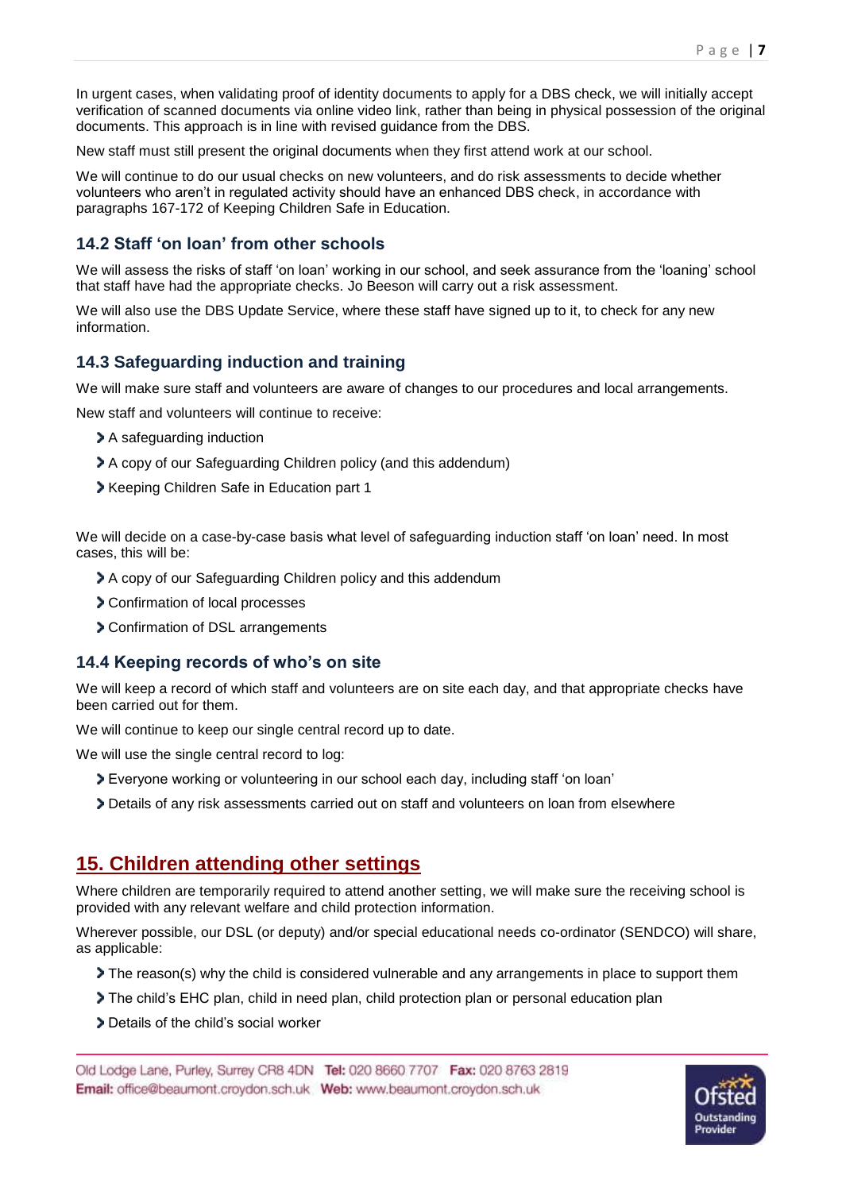In urgent cases, when validating proof of identity documents to apply for a DBS check, we will initially accept verification of scanned documents via online video link, rather than being in physical possession of the original documents. This approach is in line with revised guidance from the DBS.

New staff must still present the original documents when they first attend work at our school.

We will continue to do our usual checks on new volunteers, and do risk assessments to decide whether volunteers who aren't in regulated activity should have an enhanced DBS check, in accordance with paragraphs 167-172 of Keeping Children Safe in Education.

### 14.2 Staff 'on loan' from other schools

We will assess the risks of staff 'on loan' working in our school, and seek assurance from the 'loaning' school that staff have had the appropriate checks. Jo Beeson will carry out a risk assessment.

We will also use the DBS Update Service, where these staff have signed up to it, to check for any new information.

### 14.3 Safeguarding induction and training

We will make sure staff and volunteers are aware of changes to our procedures and local arrangements.

New staff and volunteers will continue to receive:

- A safeguarding induction
- A copy of our Safeguarding Children policy (and this addendum)
- Keeping Children Safe in Education part 1

We will decide on a case-by-case basis what level of safeguarding induction staff 'on loan' need. In most cases, this will be:

- A copy of our Safeguarding Children policy and this addendum
- Confirmation of local processes
- Confirmation of DSL arrangements

### 14.4 Keeping records of who's on site

We will keep a record of which staff and volunteers are on site each day, and that appropriate checks have been carried out for them.

We will continue to keep our single central record up to date.

We will use the single central record to log:

- Everyone working or volunteering in our school each day, including staff 'on loan'
- Details of any risk assessments carried out on staff and volunteers on loan from elsewhere

## 15. Children attending other settings

Where children are temporarily required to attend another setting, we will make sure the receiving school is provided with any relevant welfare and child protection information.

Wherever possible, our DSL (or deputy) and/or special educational needs co-ordinator (SENDCO) will share, as applicable:

- The reason(s) why the child is considered vulnerable and any arrangements in place to support them
- The child's EHC plan, child in need plan, child protection plan or personal education plan
- Details of the child's social worker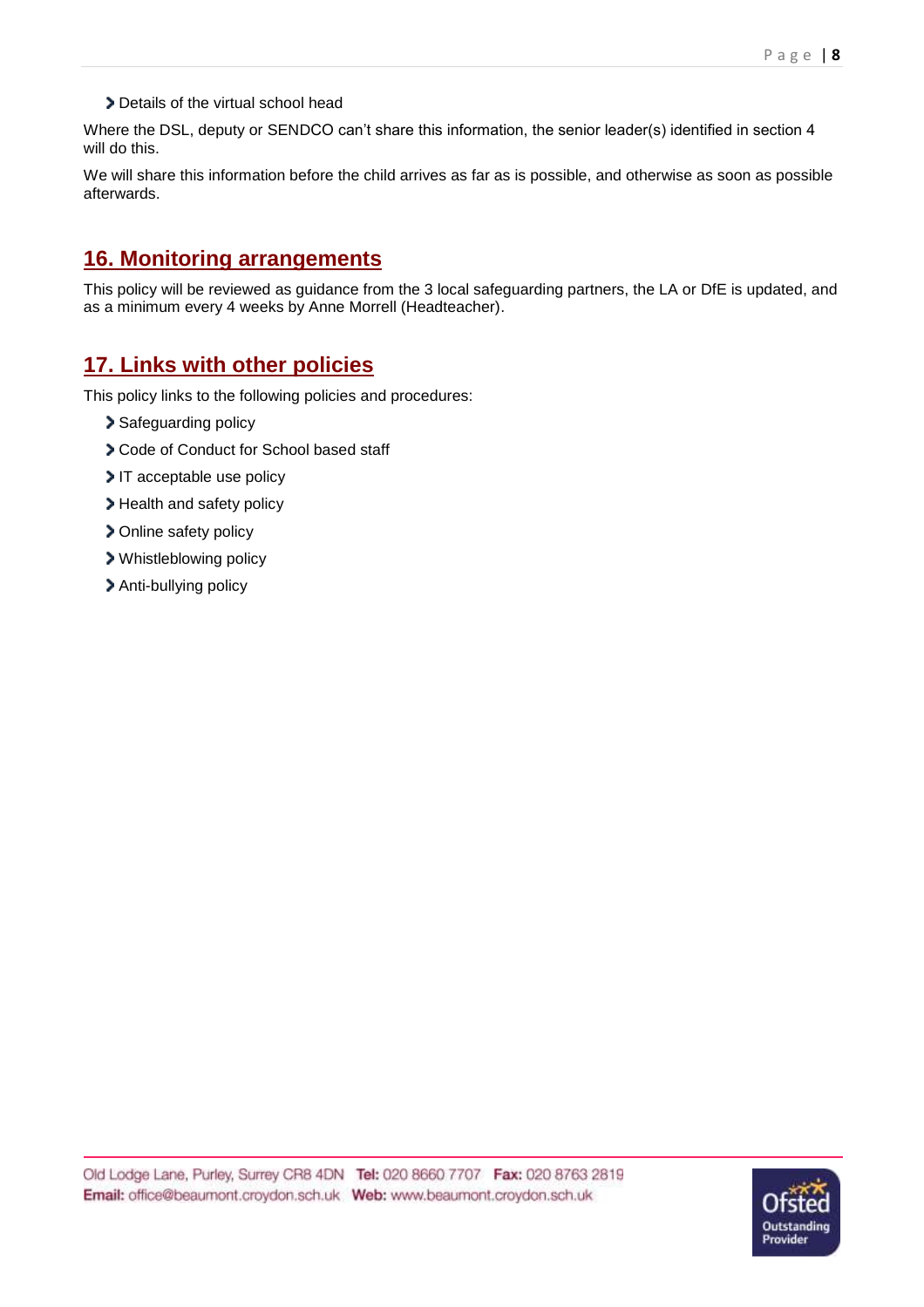- Details of the virtual school head

Where the DSL, deputy or SENDCO can't share this information, the senior leader(s) identified in section 4 will do this.

We will share this information before the child arrives as far as is possible, and otherwise as soon as possible afterwards.

## 16. Monitoring arrangements

This policy will be reviewed as guidance from the 3 local safeguarding partners, the LA or DfE is updated, and as a minimum every 4 weeks by Anne Morrell (Headteacher).

## 17. Links with other policies

This policy links to the following policies and procedures:

- Safeguarding policy
- Code of Conduct for School based staff
- IT acceptable use policy
- Health and safety policy
- Online safety policy
- Whistleblowing policy
- Anti-bullying policy